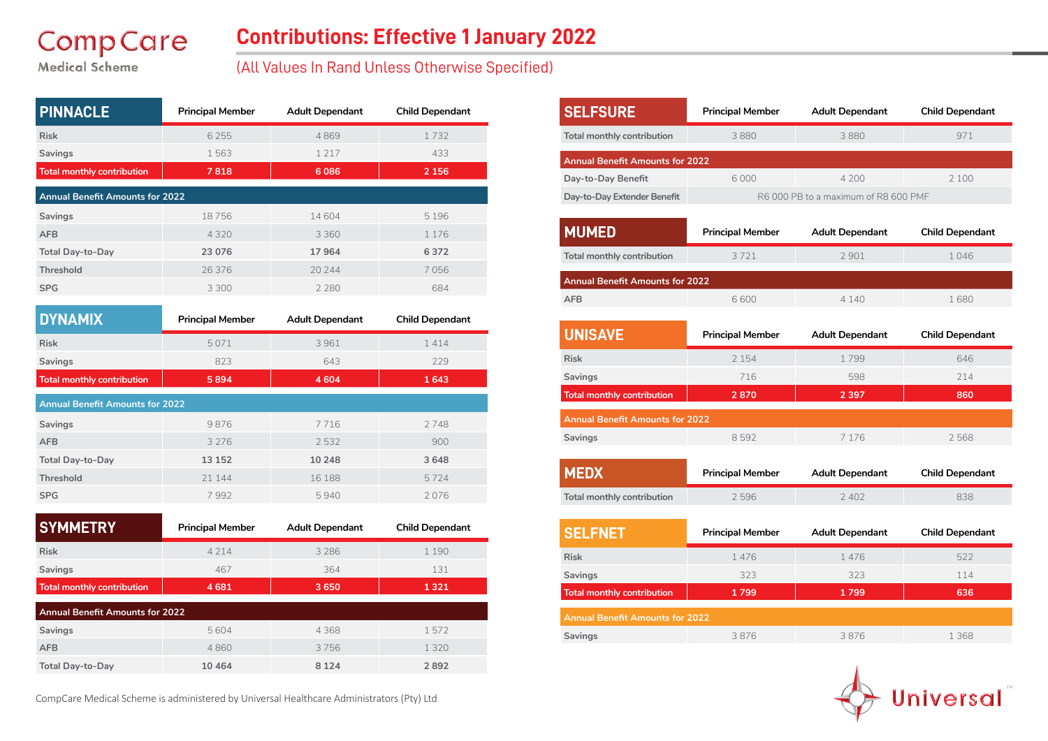# CompCare Medical Scheme

# Contributions: Effective 1 January 2022

(All Values In Rand Unless Otherwise Specified)

## PINNACLE

| PINNACLE | Principal Member | Adult Dependant | Child Dependant |
|---|---|---|---|
| Risk | 6 255 | 4 869 | 1 732 |
| Savings | 1 563 | 1 217 | 433 |
| **Total monthly contribution** | **7 818** | **6 086** | **2 156** |
| **Annual Benefit Amounts for 2022** | | | |
| Savings | 18 756 | 14 604 | 5 196 |
| AFB | 4 320 | 3 360 | 1 176 |
| Total Day-to-Day | **23 076** | **17 964** | **6 372** |
| Threshold | 26 376 | 20 244 | 7 056 |
| SPG | 3 300 | 2 280 | 684 |

## DYNAMIX

| DYNAMIX | Principal Member | Adult Dependant | Child Dependant |
|---|---|---|---|
| Risk | 5 071 | 3 961 | 1 414 |
| Savings | 823 | 643 | 229 |
| **Total monthly contribution** | **5 894** | **4 604** | **1 643** |
| **Annual Benefit Amounts for 2022** | | | |
| Savings | 9 876 | 7 716 | 2 748 |
| AFB | 3 276 | 2 532 | 900 |
| Total Day-to-Day | **13 152** | **10 248** | **3 648** |
| Threshold | 21 144 | 16 188 | 5 724 |
| SPG | 7 992 | 5 940 | 2 076 |

## SYMMETRY

| SYMMETRY | Principal Member | Adult Dependant | Child Dependant |
|---|---|---|---|
| Risk | 4 214 | 3 286 | 1 190 |
| Savings | 467 | 364 | 131 |
| **Total monthly contribution** | **4 681** | **3 650** | **1 321** |
| **Annual Benefit Amounts for 2022** | | | |
| Savings | 5 604 | 4 368 | 1 572 |
| AFB | 4 860 | 3 756 | 1 320 |
| Total Day-to-Day | **10 464** | **8 124** | **2 892** |

## SELFSURE

| SELFSURE | Principal Member | Adult Dependant | Child Dependant |
|---|---|---|---|
| Total monthly contribution | 3 880 | 3 880 | 971 |
| **Annual Benefit Amounts for 2022** | | | |
| Day-to-Day Benefit | 6 000 | 4 200 | 2 100 |
| Day-to-Day Extender Benefit | R6 000 PB to a maximum of R8 600 PMF | | |

## MUMED

| MUMED | Principal Member | Adult Dependant | Child Dependant |
|---|---|---|---|
| Total monthly contribution | 3 721 | 2 901 | 1 046 |
| **Annual Benefit Amounts for 2022** | | | |
| AFB | 6 600 | 4 140 | 1 680 |

## UNISAVE

| UNISAVE | Principal Member | Adult Dependant | Child Dependant |
|---|---|---|---|
| Risk | 2 154 | 1 799 | 646 |
| Savings | 716 | 598 | 214 |
| **Total monthly contribution** | **2 870** | **2 397** | **860** |
| **Annual Benefit Amounts for 2022** | | | |
| Savings | 8 592 | 7 176 | 2 568 |

## MEDX

| MEDX | Principal Member | Adult Dependant | Child Dependant |
|---|---|---|---|
| Total monthly contribution | 2 596 | 2 402 | 838 |

## SELFNET

| SELFNET | Principal Member | Adult Dependant | Child Dependant |
|---|---|---|---|
| Risk | 1 476 | 1 476 | 522 |
| Savings | 323 | 323 | 114 |
| **Total monthly contribution** | **1 799** | **1 799** | **636** |
| **Annual Benefit Amounts for 2022** | | | |
| Savings | 3 876 | 3 876 | 1 368 |

CompCare Medical Scheme is administered by Universal Healthcare Administrators (Pty) Ltd

Universal™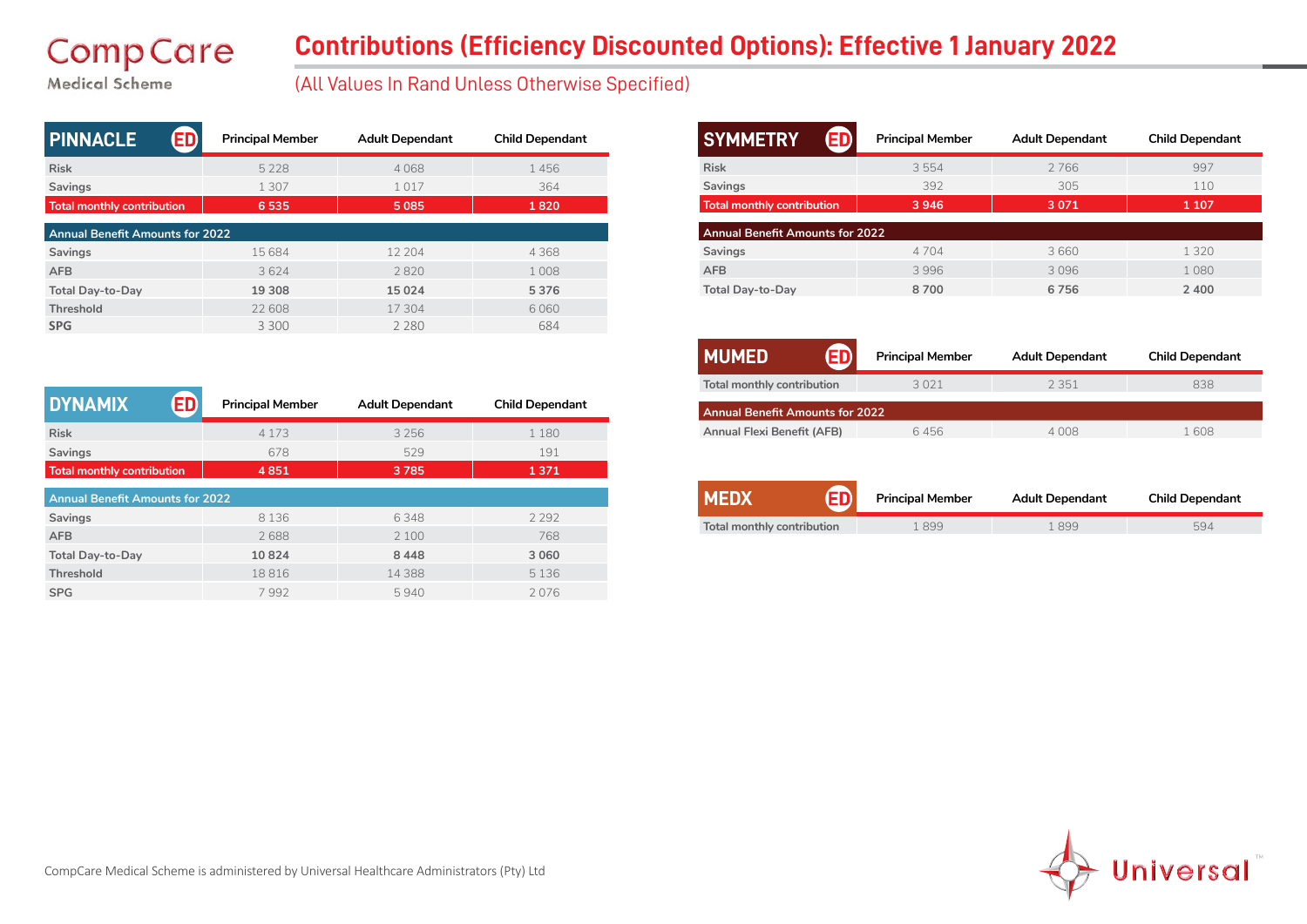CompCare Medical Scheme

# Contributions (Efficiency Discounted Options): Effective 1 January 2022

(All Values In Rand Unless Otherwise Specified)

## PINNACLE ED

| PINNACLE ED | Principal Member | Adult Dependant | Child Dependant |
|---|---|---|---|
| Risk | 5 228 | 4 068 | 1 456 |
| Savings | 1 307 | 1 017 | 364 |
| **Total monthly contribution** | **6 535** | **5 085** | **1 820** |
| **Annual Benefit Amounts for 2022** | | | |
| Savings | 15 684 | 12 204 | 4 368 |
| AFB | 3 624 | 2 820 | 1 008 |
| Total Day-to-Day | **19 308** | **15 024** | **5 376** |
| Threshold | 22 608 | 17 304 | 6 060 |
| SPG | 3 300 | 2 280 | 684 |

## DYNAMIX ED

| DYNAMIX ED | Principal Member | Adult Dependant | Child Dependant |
|---|---|---|---|
| Risk | 4 173 | 3 256 | 1 180 |
| Savings | 678 | 529 | 191 |
| **Total monthly contribution** | **4 851** | **3 785** | **1 371** |
| **Annual Benefit Amounts for 2022** | | | |
| Savings | 8 136 | 6 348 | 2 292 |
| AFB | 2 688 | 2 100 | 768 |
| Total Day-to-Day | **10 824** | **8 448** | **3 060** |
| Threshold | 18 816 | 14 388 | 5 136 |
| SPG | 7 992 | 5 940 | 2 076 |

## SYMMETRY ED

| SYMMETRY ED | Principal Member | Adult Dependant | Child Dependant |
|---|---|---|---|
| Risk | 3 554 | 2 766 | 997 |
| Savings | 392 | 305 | 110 |
| **Total monthly contribution** | **3 946** | **3 071** | **1 107** |
| **Annual Benefit Amounts for 2022** | | | |
| Savings | 4 704 | 3 660 | 1 320 |
| AFB | 3 996 | 3 096 | 1 080 |
| Total Day-to-Day | **8 700** | **6 756** | **2 400** |

## MUMED ED

| MUMED ED | Principal Member | Adult Dependant | Child Dependant |
|---|---|---|---|
| Total monthly contribution | 3 021 | 2 351 | 838 |
| **Annual Benefit Amounts for 2022** | | | |
| Annual Flexi Benefit (AFB) | 6 456 | 4 008 | 1 608 |

## MEDX ED

| MEDX ED | Principal Member | Adult Dependant | Child Dependant |
|---|---|---|---|
| Total monthly contribution | 1 899 | 1 899 | 594 |

CompCare Medical Scheme is administered by Universal Healthcare Administrators (Pty) Ltd

Universal™